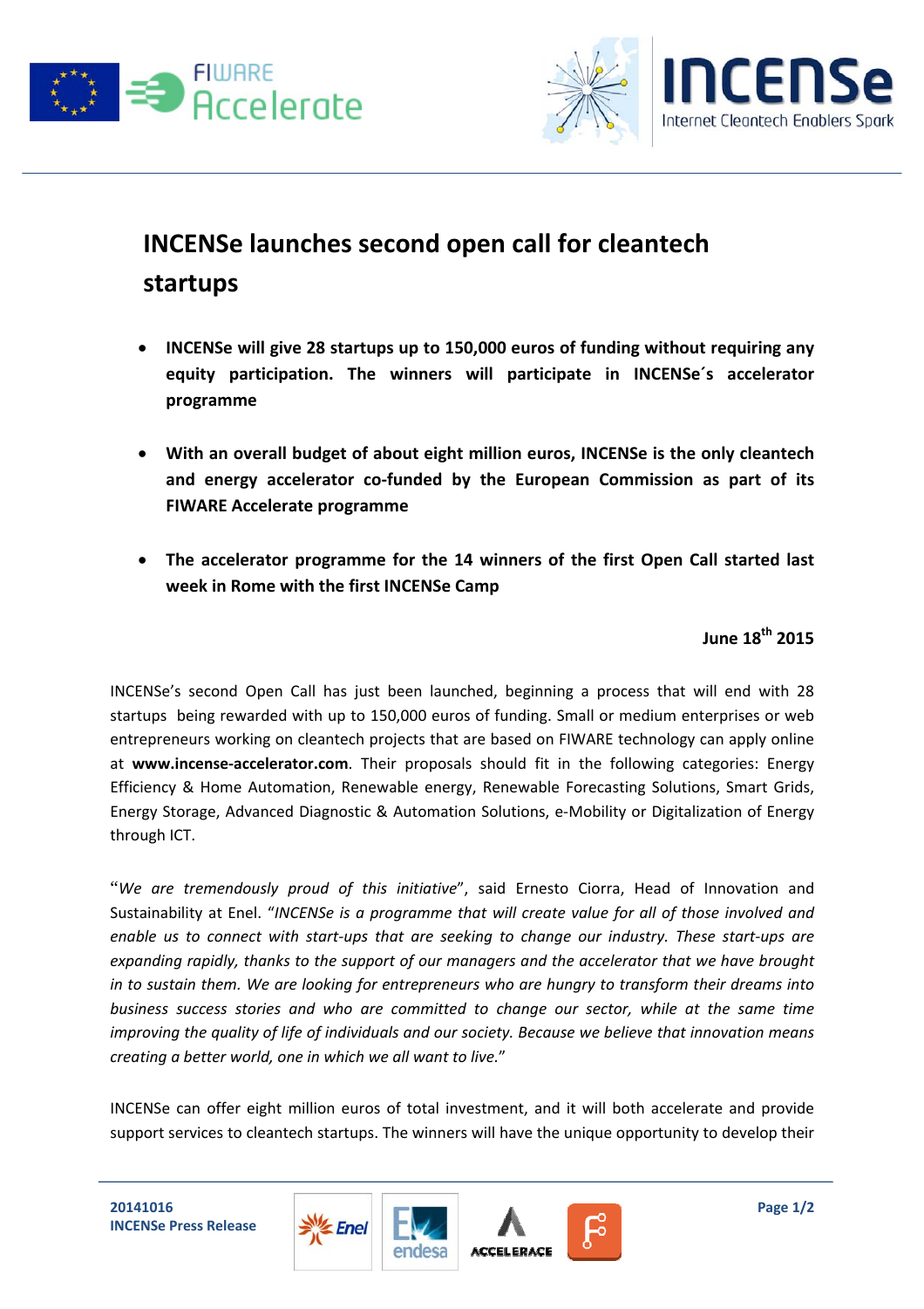# INCENSe launches second open call for cleantech startups

- **INCENSe will give 28 startups up to 150,000 euros of funding without requiring any equity participation. The winners will participate in INCENSe´s accelerator programme**
- **With an overall budget of about eight million euros, INCENSe is the only cleantech and energy accelerator co-funded by the European Commission as part of its FIWARE Accelerate programme**
- **The accelerator programme for the 14 winners of the first Open Call started last week in Rome with the first INCENSe Camp**

**June 18th 2015**

INCENSe's second Open Call has just been launched, beginning a process that will end with 28 startups being rewarded with up to 150,000 euros of funding. Small or medium enterprises or web entrepreneurs working on cleantech projects that are based on FIWARE technology can apply online at **www.incense-accelerator.com**. Their proposals should fit in the following categories: Energy Efficiency & Home Automation, Renewable energy, Renewable Forecasting Solutions, Smart Grids, Energy Storage, Advanced Diagnostic & Automation Solutions, e-Mobility or Digitalization of Energy through ICT.

"*We are tremendously proud of this initiative*", said Ernesto Ciorra, Head of Innovation and Sustainability at Enel. "*INCENSe is a programme that will create value for all of those involved and enable us to connect with start-ups that are seeking to change our industry. These start-ups are expanding rapidly, thanks to the support of our managers and the accelerator that we have brought in to sustain them. We are looking for entrepreneurs who are hungry to transform their dreams into business success stories and who are committed to change our sector, while at the same time improving the quality of life of individuals and our society. Because we believe that innovation means creating a better world, one in which we all want to live.*"

INCENSe can offer eight million euros of total investment, and it will both accelerate and provide support services to cleantech startups. The winners will have the unique opportunity to develop their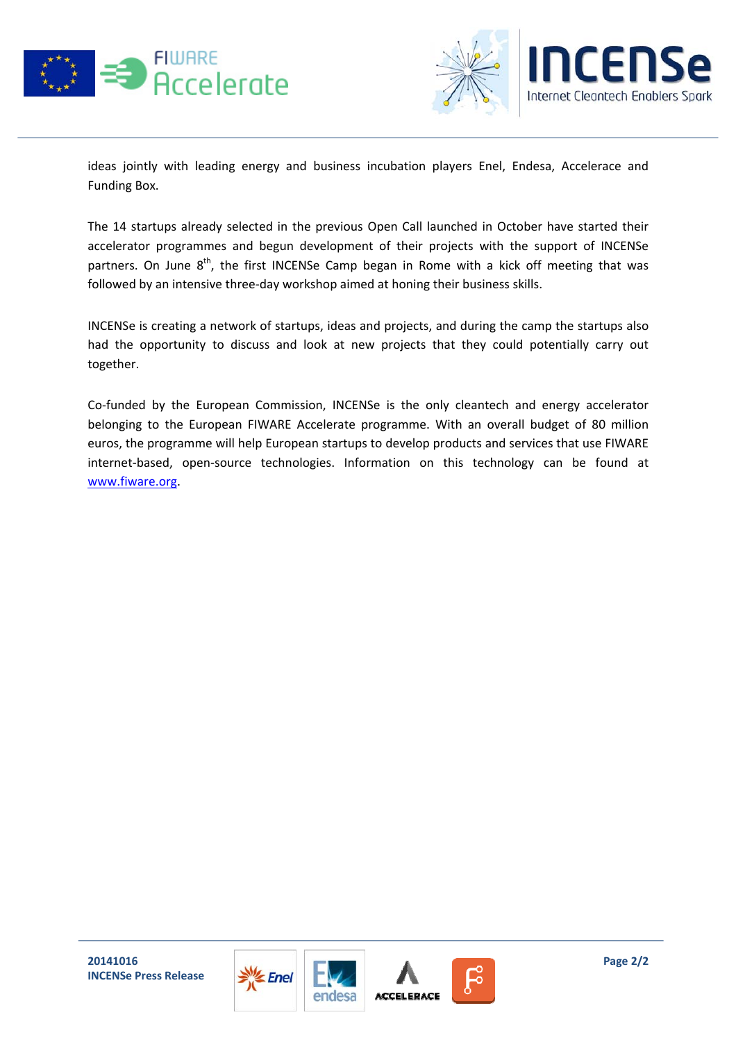ideas jointly with leading energy and business incubation players Enel, Endesa, Accelerace and Funding Box.

The 14 startups already selected in the previous Open Call launched in October have started their accelerator programmes and begun development of their projects with the support of INCENSe partners. On June 8th, the first INCENSe Camp began in Rome with a kick off meeting that was followed by an intensive three-day workshop aimed at honing their business skills.

INCENSe is creating a network of startups, ideas and projects, and during the camp the startups also had the opportunity to discuss and look at new projects that they could potentially carry out together.

Co-funded by the European Commission, INCENSe is the only cleantech and energy accelerator belonging to the European FIWARE Accelerate programme. With an overall budget of 80 million euros, the programme will help European startups to develop products and services that use FIWARE internet-based, open-source technologies. Information on this technology can be found at [www.fiware.org](http://www.fiware.org).